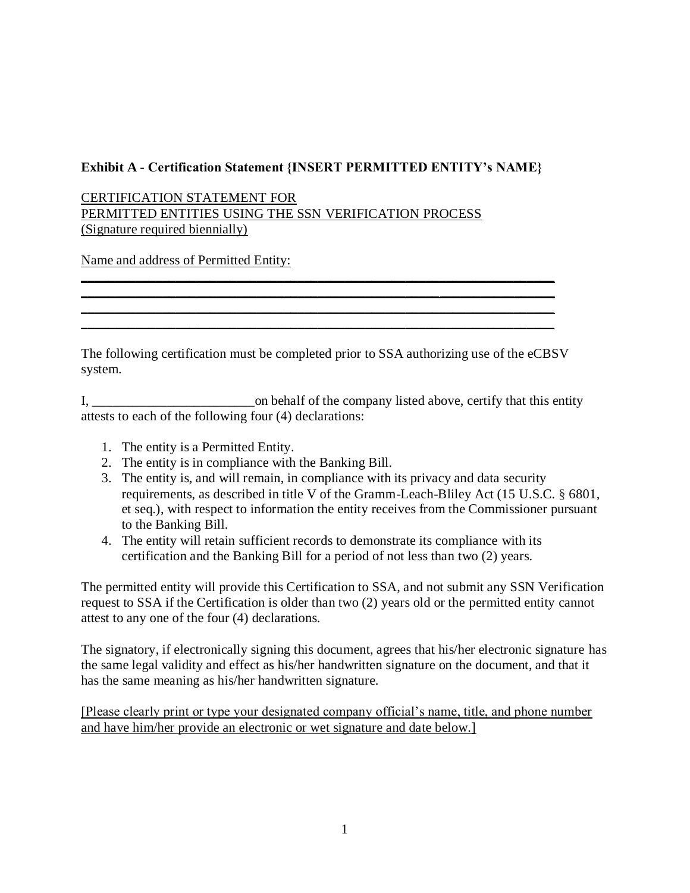**Exhibit A - Certification Statement {INSERT PERMITTED ENTITY's NAME}**

<u>CERTIFICATION STATEMENT FOR</u>
<u>PERMITTED ENTITIES USING THE SSN VERIFICATION PROCESS</u>
<u>(Signature required biennially)</u>

<u>Name and address of Permitted Entity:</u>

\_\_\_\_\_\_\_\_\_\_\_\_\_\_\_\_\_\_\_\_\_\_\_\_\_\_\_\_\_\_\_\_\_\_\_\_\_\_\_\_\_\_\_\_\_\_\_\_\_\_\_\_\_\_\_\_\_\_\_\_\_\_\_\_\_\_\_\_\_\_
\_\_\_\_\_\_\_\_\_\_\_\_\_\_\_\_\_\_\_\_\_\_\_\_\_\_\_\_\_\_\_\_\_\_\_\_\_\_\_\_\_\_\_\_\_\_\_\_\_\_\_\_\_\_\_\_\_\_\_\_\_\_\_\_\_\_\_\_\_\_
\_\_\_\_\_\_\_\_\_\_\_\_\_\_\_\_\_\_\_\_\_\_\_\_\_\_\_\_\_\_\_\_\_\_\_\_\_\_\_\_\_\_\_\_\_\_\_\_\_\_\_\_\_\_\_\_\_\_\_\_\_\_\_\_\_\_\_\_\_\_
\_\_\_\_\_\_\_\_\_\_\_\_\_\_\_\_\_\_\_\_\_\_\_\_\_\_\_\_\_\_\_\_\_\_\_\_\_\_\_\_\_\_\_\_\_\_\_\_\_\_\_\_\_\_\_\_\_\_\_\_\_\_\_\_\_\_\_\_\_\_

The following certification must be completed prior to SSA authorizing use of the eCBSV system.

I, \_\_\_\_\_\_\_\_\_\_\_\_\_\_\_\_\_\_\_\_\_\_\_\_\_on behalf of the company listed above, certify that this entity attests to each of the following four (4) declarations:

1. The entity is a Permitted Entity.
2. The entity is in compliance with the Banking Bill.
3. The entity is, and will remain, in compliance with its privacy and data security requirements, as described in title V of the Gramm-Leach-Bliley Act (15 U.S.C. § 6801, et seq.), with respect to information the entity receives from the Commissioner pursuant to the Banking Bill.
4. The entity will retain sufficient records to demonstrate its compliance with its certification and the Banking Bill for a period of not less than two (2) years.

The permitted entity will provide this Certification to SSA, and not submit any SSN Verification request to SSA if the Certification is older than two (2) years old or the permitted entity cannot attest to any one of the four (4) declarations.

The signatory, if electronically signing this document, agrees that his/her electronic signature has the same legal validity and effect as his/her handwritten signature on the document, and that it has the same meaning as his/her handwritten signature.

<u>[Please clearly print or type your designated company official's name, title, and phone number and have him/her provide an electronic or wet signature and date below.]</u>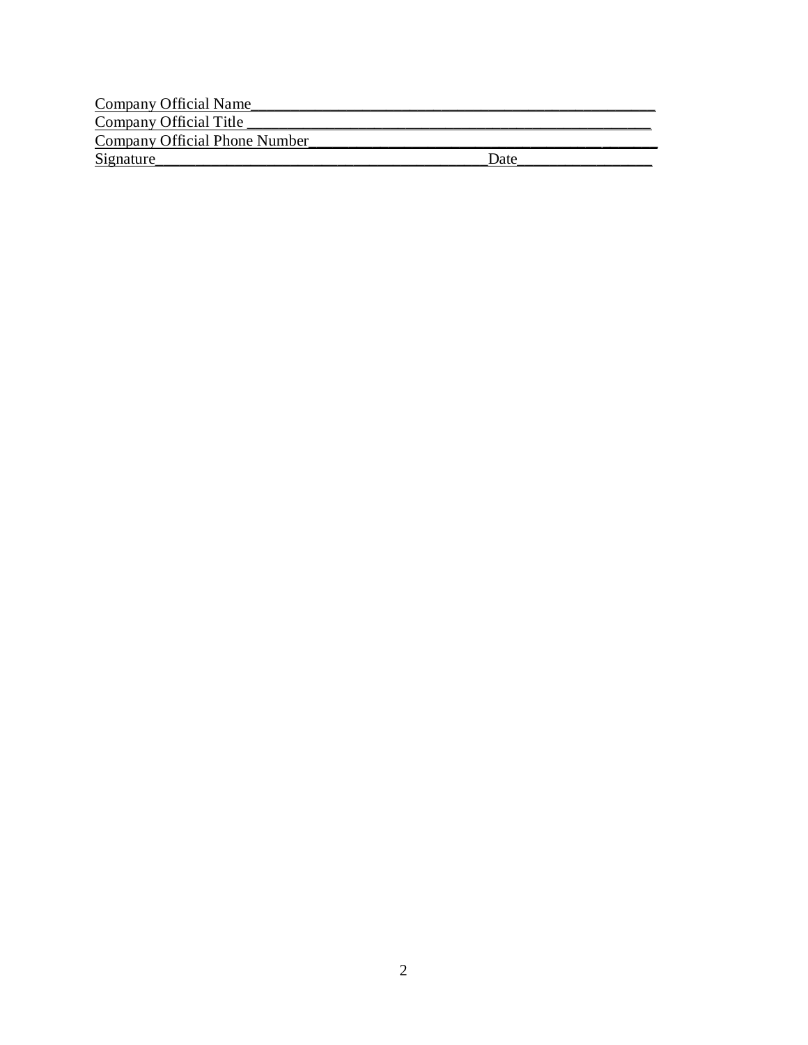Company Official Name_______________________________________________________

Company Official Title ______________________________________________________

Company Official Phone Number_______________________________________________

Signature_____________________________________________Date_________________